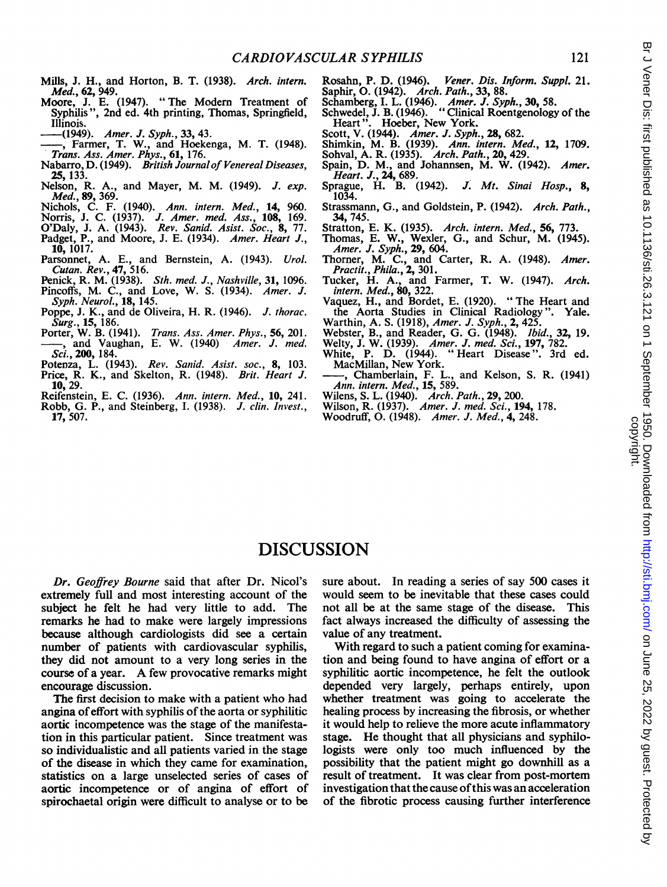Mills, J. H., and Horton, B. T. (1938). *Arch. intern. Med.*, **62**, 949.

Moore, J. E. (1947). "The Modern Treatment of Syphilis", 2nd ed. 4th printing, Thomas, Springfield, Illinois.

——(1949). *Amer. J. Syph.*, **33**, 43.

——, Farmer, T. W., and Hoekenga, M. T. (1948). *Trans. Ass. Amer. Phys.*, **61**, 176.

Nabarro, D. (1949). *British Journal of Venereal Diseases*, **25**, 133.

Nelson, R. A., and Mayer, M. M. (1949). *J. exp. Med.*, **89**, 369.

Nichols, C. F. (1940). *Ann. intern. Med.*, **14**, 960.

Norris, J. C. (1937). *J. Amer. med. Ass.*, **108**, 169.

O'Daly, J. A. (1943). *Rev. Sanid. Asist. Soc.*, **8**, 77.

Padget, P., and Moore, J. E. (1934). *Amer. Heart J.*, **10**, 1017.

Parsonnet, A. E., and Bernstein, A. (1943). *Urol. Cutan. Rev.*, **47**, 516.

Penick, R. M. (1938). *Sth. med. J., Nashville*, **31**, 1096.

Pincoffs, M. C., and Love, W. S. (1934). *Amer. J. Syph. Neurol.*, **18**, 145.

Poppe, J. K., and de Oliveira, H. R. (1946). *J. thorac. Surg.*, **15**, 186.

Porter, W. B. (1941). *Trans. Ass. Amer. Phys.*, **56**, 201.

——, and Vaughan, E. W. (1940) *Amer. J. med. Sci.*, **200**, 184.

Potenza, L. (1943). *Rev. Sanid. Asist. soc.*, **8**, 103.

Price, R. K., and Skelton, R. (1948). *Brit. Heart J.* **10**, 29.

Reifenstein, E. C. (1936). *Ann. intern. Med.*, **10**, 241.

Robb, G. P., and Steinberg, I. (1938). *J. clin. Invest.*, **17**, 507.

Rosahn, P. D. (1946). *Vener. Dis. Inform. Suppl.* 21.

Saphir, O. (1942). *Arch. Path.*, **33**, 88.

Schamberg, I. L. (1946). *Amer. J. Syph.*, **30**, 58.

Schwedel, J. B. (1946). "Clinical Roentgenology of the Heart". Hoeber, New York.

Scott, V. (1944). *Amer. J. Syph.*, **28**, 682.

Shimkin, M. B. (1939). *Ann. intern. Med.*, **12**, 1709.

Sohval, A. R. (1935). *Arch. Path.*, **20**, 429.

Spain, D. M., and Johannsen, M. W. (1942). *Amer. Heart. J.*, **24**, 689.

Sprague, H. B. (1942). *J. Mt. Sinai Hosp.*, **8**, 1034.

Strassmann, G., and Goldstein, P. (1942). *Arch. Path.*, **34**, 745.

Stratton, E. K. (1935). *Arch. intern. Med.*, **56**, 773.

Thomas, E. W., Wexler, G., and Schur, M. (1945). *Amer. J. Syph.*, **29**, 604.

Thorner, M. C., and Carter, R. A. (1948). *Amer. Practit., Phila.*, **2**, 301.

Tucker, H. A., and Farmer, T. W. (1947). *Arch. intern. Med.*, **80**, 322.

Vaquez, H., and Bordet, E. (1920). "The Heart and the Aorta Studies in Clinical Radiology". Yale.

Warthin, A. S. (1918), *Amer. J. Syph.*, **2**, 425.

Webster, B., and Reader, G. G. (1948). *Ibid.*, **32**, 19.

Welty, J. W. (1939). *Amer. J. med. Sci.*, **197**, 782.

White, P. D. (1944). "Heart Disease". 3rd ed. MacMillan, New York.

——, Chamberlain, F. L., and Kelson, S. R. (1941) *Ann. intern. Med.*, **15**, 589.

Wilens, S. L. (1940). *Arch. Path.*, **29**, 200.

Wilson, R. (1937). *Amer. J. med. Sci.*, **194**, 178.

Woodruff, O. (1948). *Amer. J. Med.*, **4**, 248.

# DISCUSSION

*Dr. Geoffrey Bourne* said that after Dr. Nicol's extremely full and most interesting account of the subject he felt he had very little to add. The remarks he had to make were largely impressions because although cardiologists did see a certain number of patients with cardiovascular syphilis, they did not amount to a very long series in the course of a year. A few provocative remarks might encourage discussion.

The first decision to make with a patient who had angina of effort with syphilis of the aorta or syphilitic aortic incompetence was the stage of the manifestation in this particular patient. Since treatment was so individualistic and all patients varied in the stage of the disease in which they came for examination, statistics on a large unselected series of cases of aortic incompetence or of angina of effort of spirochaetal origin were difficult to analyse or to be sure about. In reading a series of say 500 cases it would seem to be inevitable that these cases could not all be at the same stage of the disease. This fact always increased the difficulty of assessing the value of any treatment.

With regard to such a patient coming for examination and being found to have angina of effort or a syphilitic aortic incompetence, he felt the outlook depended very largely, perhaps entirely, upon whether treatment was going to accelerate the healing process by increasing the fibrosis, or whether it would help to relieve the more acute inflammatory stage. He thought that all physicians and syphilologists were only too much influenced by the possibility that the patient might go downhill as a result of treatment. It was clear from post-mortem investigation that the cause of this was an acceleration of the fibrotic process causing further interference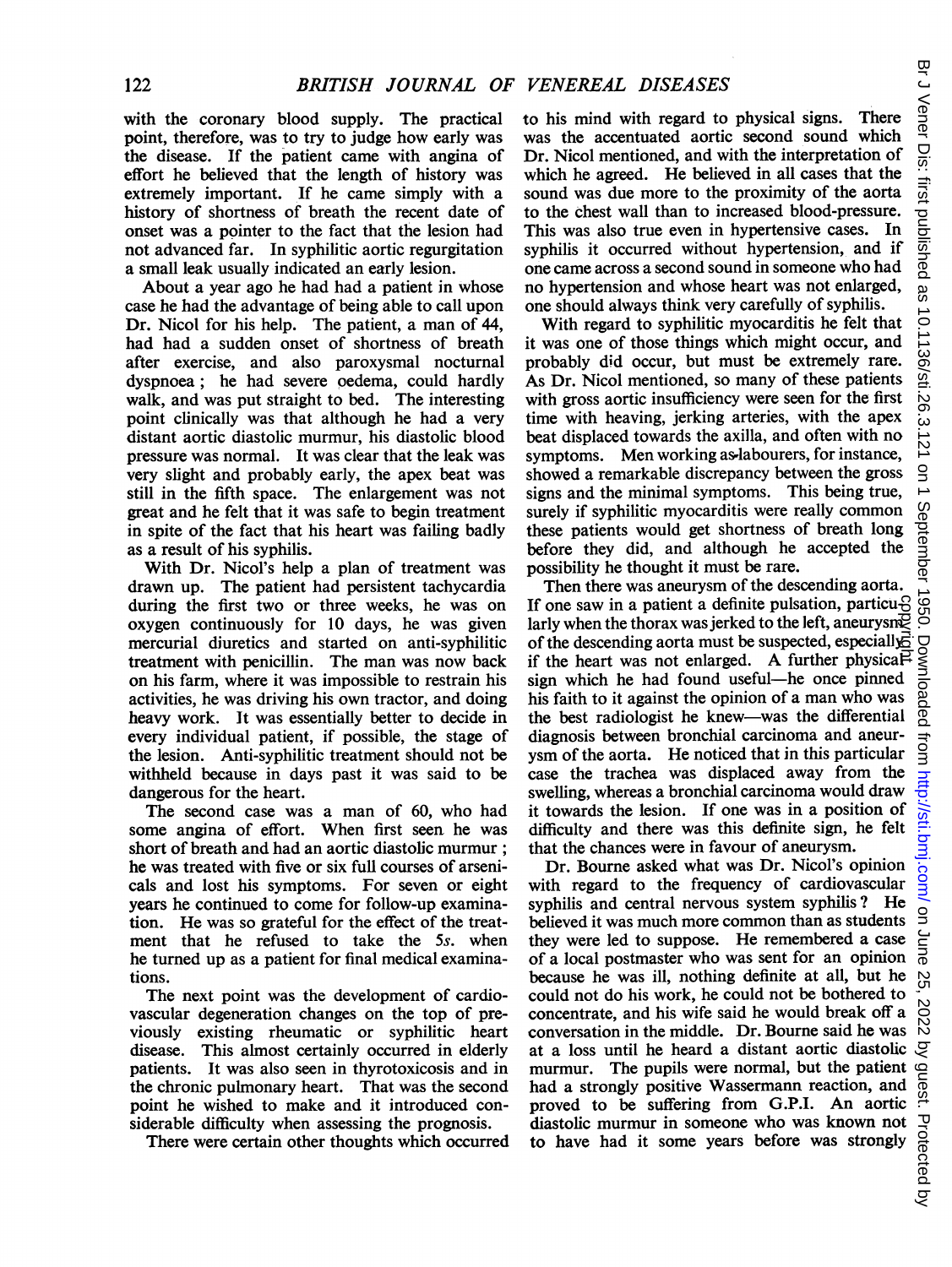with the coronary blood supply. The practical point, therefore, was to try to judge how early was the disease. If the patient came with angina of effort he believed that the length of history was extremely important. If he came simply with a history of shortness of breath the recent date of onset was a pointer to the fact that the lesion had not advanced far. In syphilitic aortic regurgitation a small leak usually indicated an early lesion.

About a year ago he had had a patient in whose case he had the advantage of being able to call upon Dr. Nicol for his help. The patient, a man of 44, had had a sudden onset of shortness of breath after exercise, and also paroxysmal nocturnal dyspnoea; he had severe oedema, could hardly walk, and was put straight to bed. The interesting point clinically was that although he had a very distant aortic diastolic murmur, his diastolic blood pressure was normal. It was clear that the leak was very slight and probably early, the apex beat was still in the fifth space. The enlargement was not great and he felt that it was safe to begin treatment in spite of the fact that his heart was failing badly as a result of his syphilis.

With Dr. Nicol's help a plan of treatment was drawn up. The patient had persistent tachycardia during the first two or three weeks, he was on oxygen continuously for 10 days, he was given mercurial diuretics and started on anti-syphilitic treatment with penicillin. The man was now back on his farm, where it was impossible to restrain his activities, he was driving his own tractor, and doing heavy work. It was essentially better to decide in every individual patient, if possible, the stage of the lesion. Anti-syphilitic treatment should not be withheld because in days past it was said to be dangerous for the heart.

The second case was a man of 60, who had some angina of effort. When first seen he was short of breath and had an aortic diastolic murmur; he was treated with five or six full courses of arsenicals and lost his symptoms. For seven or eight years he continued to come for follow-up examination. He was so grateful for the effect of the treatment that he refused to take the 5*s*. when he turned up as a patient for final medical examinations.

The next point was the development of cardiovascular degeneration changes on the top of previously existing rheumatic or syphilitic heart disease. This almost certainly occurred in elderly patients. It was also seen in thyrotoxicosis and in the chronic pulmonary heart. That was the second point he wished to make and it introduced considerable difficulty when assessing the prognosis.

There were certain other thoughts which occurred to his mind with regard to physical signs. There was the accentuated aortic second sound which Dr. Nicol mentioned, and with the interpretation of which he agreed. He believed in all cases that the sound was due more to the proximity of the aorta to the chest wall than to increased blood-pressure. This was also true even in hypertensive cases. In syphilis it occurred without hypertension, and if one came across a second sound in someone who had no hypertension and whose heart was not enlarged, one should always think very carefully of syphilis.

With regard to syphilitic myocarditis he felt that it was one of those things which might occur, and probably did occur, but must be extremely rare. As Dr. Nicol mentioned, so many of these patients with gross aortic insufficiency were seen for the first time with heaving, jerking arteries, with the apex beat displaced towards the axilla, and often with no symptoms. Men working as labourers, for instance, showed a remarkable discrepancy between the gross signs and the minimal symptoms. This being true, surely if syphilitic myocarditis were really common these patients would get shortness of breath long before they did, and although he accepted the possibility he thought it must be rare.

Then there was aneurysm of the descending aorta. If one saw in a patient a definite pulsation, particularly when the thorax was jerked to the left, aneurysm of the descending aorta must be suspected, especially if the heart was not enlarged. A further physical sign which he had found useful—he once pinned his faith to it against the opinion of a man who was the best radiologist he knew—was the differential diagnosis between bronchial carcinoma and aneurysm of the aorta. He noticed that in this particular case the trachea was displaced away from the swelling, whereas a bronchial carcinoma would draw it towards the lesion. If one was in a position of difficulty and there was this definite sign, he felt that the chances were in favour of aneurysm.

Dr. Bourne asked what was Dr. Nicol's opinion with regard to the frequency of cardiovascular syphilis and central nervous system syphilis? He believed it was much more common than as students they were led to suppose. He remembered a case of a local postmaster who was sent for an opinion because he was ill, nothing definite at all, but he could not do his work, he could not be bothered to concentrate, and his wife said he would break off a conversation in the middle. Dr. Bourne said he was at a loss until he heard a distant aortic diastolic murmur. The pupils were normal, but the patient had a strongly positive Wassermann reaction, and proved to be suffering from G.P.I. An aortic diastolic murmur in someone who was known not to have had it some years before was strongly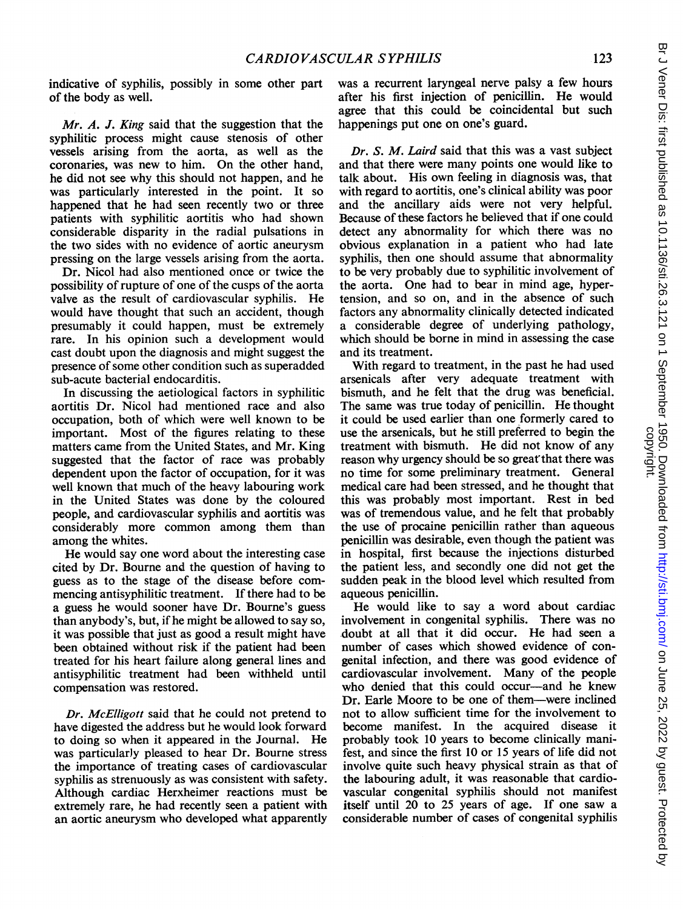indicative of syphilis, possibly in some other part of the body as well.

*Mr. A. J. King* said that the suggestion that the syphilitic process might cause stenosis of other vessels arising from the aorta, as well as the coronaries, was new to him. On the other hand, he did not see why this should not happen, and he was particularly interested in the point. It so happened that he had seen recently two or three patients with syphilitic aortitis who had shown considerable disparity in the radial pulsations in the two sides with no evidence of aortic aneurysm pressing on the large vessels arising from the aorta.

Dr. Nicol had also mentioned once or twice the possibility of rupture of one of the cusps of the aorta valve as the result of cardiovascular syphilis. He would have thought that such an accident, though presumably it could happen, must be extremely rare. In his opinion such a development would cast doubt upon the diagnosis and might suggest the presence of some other condition such as superadded sub-acute bacterial endocarditis.

In discussing the aetiological factors in syphilitic aortitis Dr. Nicol had mentioned race and also occupation, both of which were well known to be important. Most of the figures relating to these matters came from the United States, and Mr. King suggested that the factor of race was probably dependent upon the factor of occupation, for it was well known that much of the heavy labouring work in the United States was done by the coloured people, and cardiovascular syphilis and aortitis was considerably more common among them than among the whites.

He would say one word about the interesting case cited by Dr. Bourne and the question of having to guess as to the stage of the disease before commencing antisyphilitic treatment. If there had to be a guess he would sooner have Dr. Bourne's guess than anybody's, but, if he might be allowed to say so, it was possible that just as good a result might have been obtained without risk if the patient had been treated for his heart failure along general lines and antisyphilitic treatment had been withheld until compensation was restored.

*Dr. McElligott* said that he could not pretend to have digested the address but he would look forward to doing so when it appeared in the Journal. He was particularly pleased to hear Dr. Bourne stress the importance of treating cases of cardiovascular syphilis as strenuously as was consistent with safety. Although cardiac Herxheimer reactions must be extremely rare, he had recently seen a patient with an aortic aneurysm who developed what apparently was a recurrent laryngeal nerve palsy a few hours after his first injection of penicillin. He would agree that this could be coincidental but such happenings put one on one's guard.

*Dr. S. M. Laird* said that this was a vast subject and that there were many points one would like to talk about. His own feeling in diagnosis was, that with regard to aortitis, one's clinical ability was poor and the ancillary aids were not very helpful. Because of these factors he believed that if one could detect any abnormality for which there was no obvious explanation in a patient who had late syphilis, then one should assume that abnormality to be very probably due to syphilitic involvement of the aorta. One had to bear in mind age, hypertension, and so on, and in the absence of such factors any abnormality clinically detected indicated a considerable degree of underlying pathology, which should be borne in mind in assessing the case and its treatment.

With regard to treatment, in the past he had used arsenicals after very adequate treatment with bismuth, and he felt that the drug was beneficial. The same was true today of penicillin. He thought it could be used earlier than one formerly cared to use the arsenicals, but he still preferred to begin the treatment with bismuth. He did not know of any reason why urgency should be so great that there was no time for some preliminary treatment. General medical care had been stressed, and he thought that this was probably most important. Rest in bed was of tremendous value, and he felt that probably the use of procaine penicillin rather than aqueous penicillin was desirable, even though the patient was in hospital, first because the injections disturbed the patient less, and secondly one did not get the sudden peak in the blood level which resulted from aqueous penicillin.

He would like to say a word about cardiac involvement in congenital syphilis. There was no doubt at all that it did occur. He had seen a number of cases which showed evidence of congenital infection, and there was good evidence of cardiovascular involvement. Many of the people who denied that this could occur—and he knew Dr. Earle Moore to be one of them—were inclined not to allow sufficient time for the involvement to become manifest. In the acquired disease it probably took 10 years to become clinically manifest, and since the first 10 or 15 years of life did not involve quite such heavy physical strain as that of the labouring adult, it was reasonable that cardiovascular congenital syphilis should not manifest itself until 20 to 25 years of age. If one saw a considerable number of cases of congenital syphilis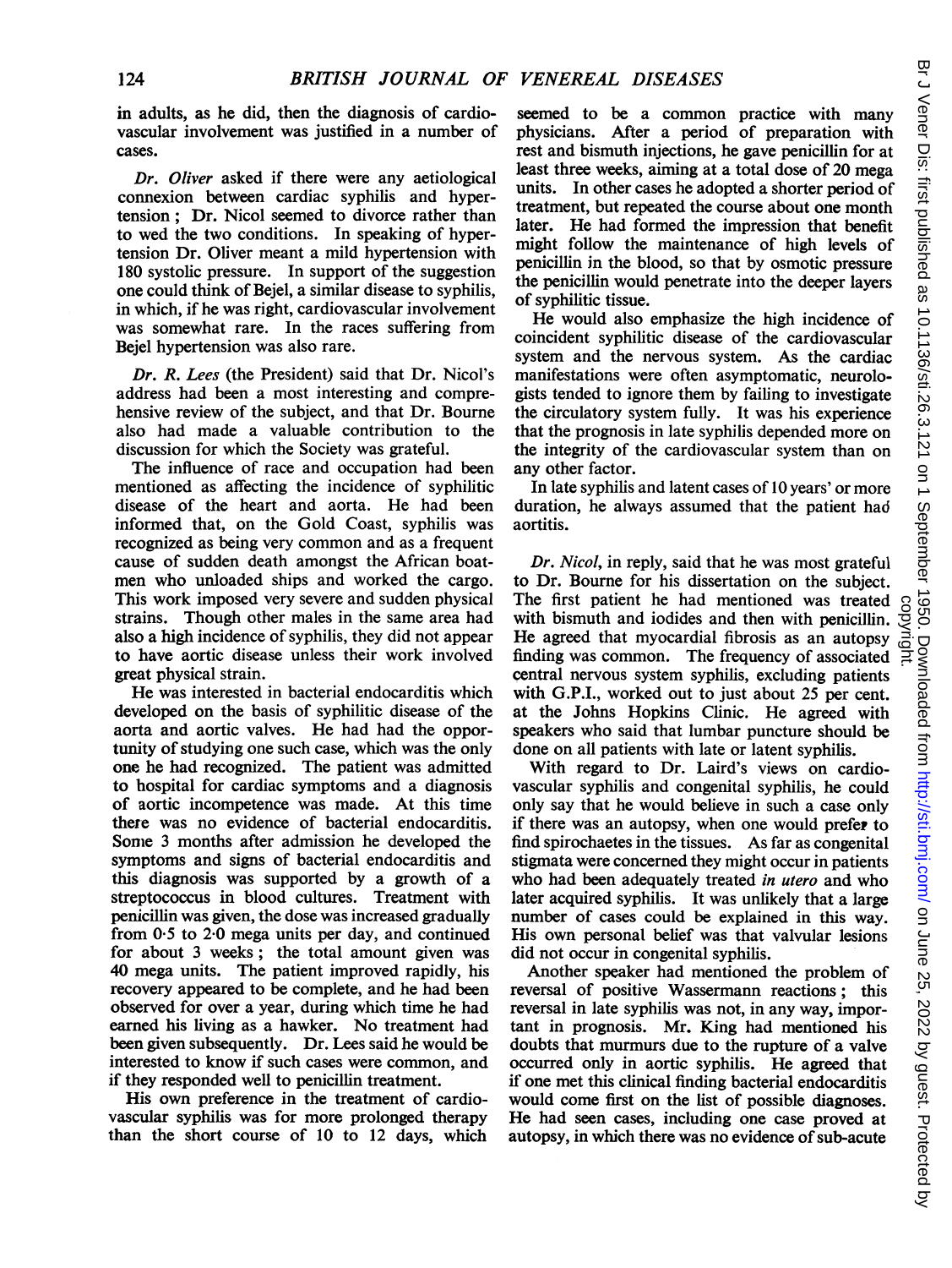in adults, as he did, then the diagnosis of cardiovascular involvement was justified in a number of cases.

*Dr. Oliver* asked if there were any aetiological connexion between cardiac syphilis and hypertension; Dr. Nicol seemed to divorce rather than to wed the two conditions. In speaking of hypertension Dr. Oliver meant a mild hypertension with 180 systolic pressure. In support of the suggestion one could think of Bejel, a similar disease to syphilis, in which, if he was right, cardiovascular involvement was somewhat rare. In the races suffering from Bejel hypertension was also rare.

*Dr. R. Lees* (the President) said that Dr. Nicol's address had been a most interesting and comprehensive review of the subject, and that Dr. Bourne also had made a valuable contribution to the discussion for which the Society was grateful.

The influence of race and occupation had been mentioned as affecting the incidence of syphilitic disease of the heart and aorta. He had been informed that, on the Gold Coast, syphilis was recognized as being very common and as a frequent cause of sudden death amongst the African boatmen who unloaded ships and worked the cargo. This work imposed very severe and sudden physical strains. Though other males in the same area had also a high incidence of syphilis, they did not appear to have aortic disease unless their work involved great physical strain.

He was interested in bacterial endocarditis which developed on the basis of syphilitic disease of the aorta and aortic valves. He had had the opportunity of studying one such case, which was the only one he had recognized. The patient was admitted to hospital for cardiac symptoms and a diagnosis of aortic incompetence was made. At this time there was no evidence of bacterial endocarditis. Some 3 months after admission he developed the symptoms and signs of bacterial endocarditis and this diagnosis was supported by a growth of a streptococcus in blood cultures. Treatment with penicillin was given, the dose was increased gradually from 0·5 to 2·0 mega units per day, and continued for about 3 weeks; the total amount given was 40 mega units. The patient improved rapidly, his recovery appeared to be complete, and he had been observed for over a year, during which time he had earned his living as a hawker. No treatment had been given subsequently. Dr. Lees said he would be interested to know if such cases were common, and if they responded well to penicillin treatment.

His own preference in the treatment of cardiovascular syphilis was for more prolonged therapy than the short course of 10 to 12 days, which seemed to be a common practice with many physicians. After a period of preparation with rest and bismuth injections, he gave penicillin for at least three weeks, aiming at a total dose of 20 mega units. In other cases he adopted a shorter period of treatment, but repeated the course about one month later. He had formed the impression that benefit might follow the maintenance of high levels of penicillin in the blood, so that by osmotic pressure the penicillin would penetrate into the deeper layers of syphilitic tissue.

He would also emphasize the high incidence of coincident syphilitic disease of the cardiovascular system and the nervous system. As the cardiac manifestations were often asymptomatic, neurologists tended to ignore them by failing to investigate the circulatory system fully. It was his experience that the prognosis in late syphilis depended more on the integrity of the cardiovascular system than on any other factor.

In late syphilis and latent cases of 10 years' or more duration, he always assumed that the patient had aortitis.

*Dr. Nicol*, in reply, said that he was most grateful to Dr. Bourne for his dissertation on the subject. The first patient he had mentioned was treated with bismuth and iodides and then with penicillin. He agreed that myocardial fibrosis as an autopsy finding was common. The frequency of associated central nervous system syphilis, excluding patients with G.P.I., worked out to just about 25 per cent. at the Johns Hopkins Clinic. He agreed with speakers who said that lumbar puncture should be done on all patients with late or latent syphilis.

With regard to Dr. Laird's views on cardiovascular syphilis and congenital syphilis, he could only say that he would believe in such a case only if there was an autopsy, when one would prefer to find spirochaetes in the tissues. As far as congenital stigmata were concerned they might occur in patients who had been adequately treated *in utero* and who later acquired syphilis. It was unlikely that a large number of cases could be explained in this way. His own personal belief was that valvular lesions did not occur in congenital syphilis.

Another speaker had mentioned the problem of reversal of positive Wassermann reactions; this reversal in late syphilis was not, in any way, important in prognosis. Mr. King had mentioned his doubts that murmurs due to the rupture of a valve occurred only in aortic syphilis. He agreed that if one met this clinical finding bacterial endocarditis would come first on the list of possible diagnoses. He had seen cases, including one case proved at autopsy, in which there was no evidence of sub-acute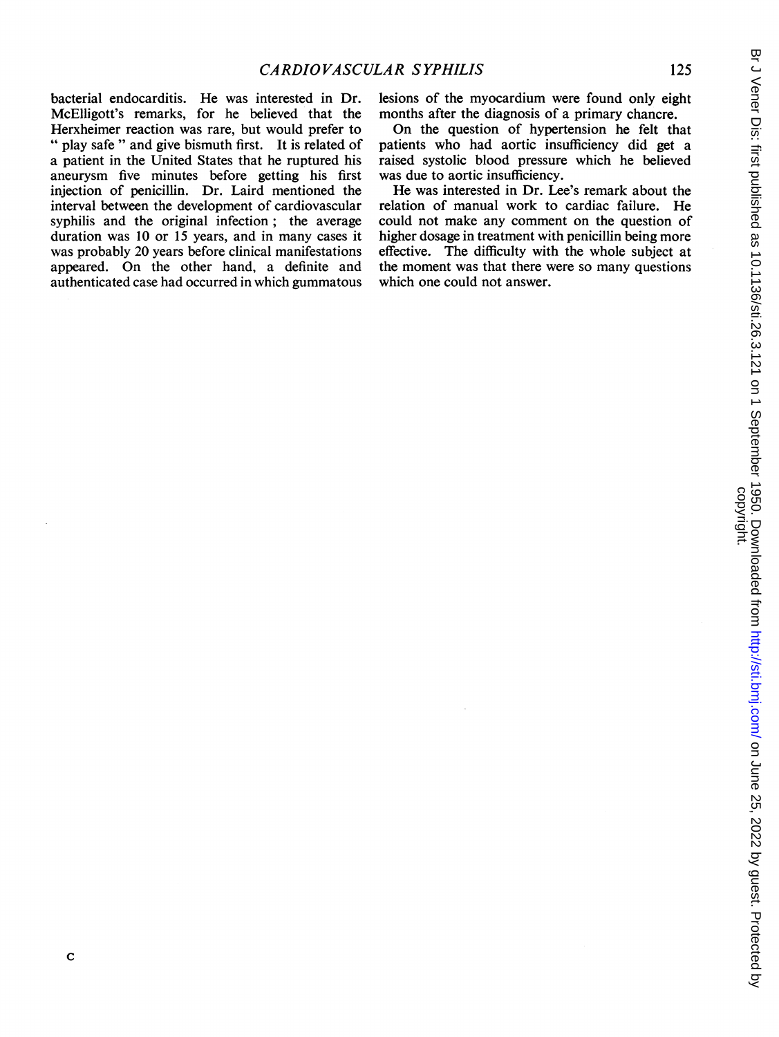bacterial endocarditis. He was interested in Dr. McElligott's remarks, for he believed that the Herxheimer reaction was rare, but would prefer to " play safe " and give bismuth first. It is related of a patient in the United States that he ruptured his aneurysm five minutes before getting his first injection of penicillin. Dr. Laird mentioned the interval between the development of cardiovascular syphilis and the original infection ; the average duration was 10 or 15 years, and in many cases it was probably 20 years before clinical manifestations appeared. On the other hand, a definite and authenticated case had occurred in which gummatous lesions of the myocardium were found only eight months after the diagnosis of a primary chancre.

On the question of hypertension he felt that patients who had aortic insufficiency did get a raised systolic blood pressure which he believed was due to aortic insufficiency.

He was interested in Dr. Lee's remark about the relation of manual work to cardiac failure. He could not make any comment on the question of higher dosage in treatment with penicillin being more effective. The difficulty with the whole subject at the moment was that there were so many questions which one could not answer.